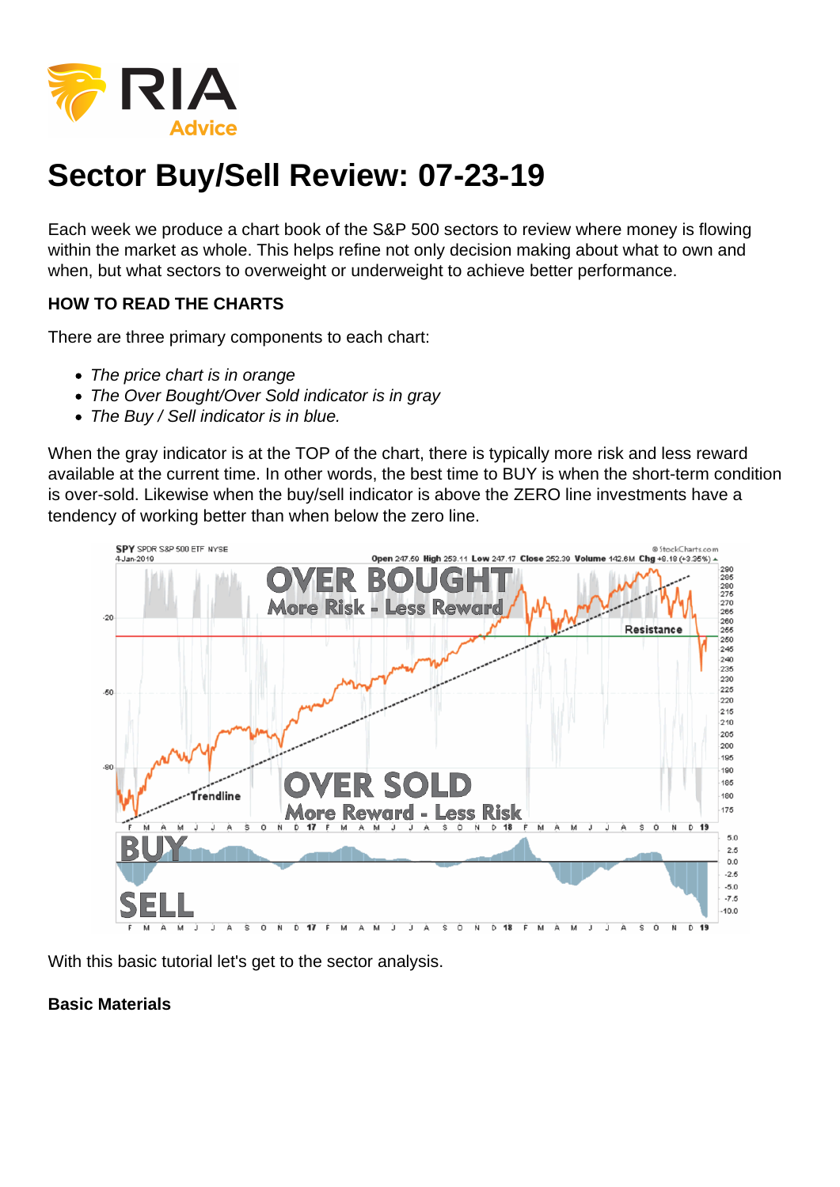# Sector Buy/Sell Review: 07-23-19

Each week we produce a chart book of the S&P 500 sectors to review where money is flowing within the market as whole. This helps refine not only decision making about what to own and when, but what sectors to overweight or underweight to achieve better performance.

**HOW TO READ THE CHARTS**

There are three primary components to each chart:

- *The price chart is in orange*
- *The Over Bought/Over Sold indicator is in gray*
- *The Buy / Sell indicator is in blue.*

When the gray indicator is at the TOP of the chart, there is typically more risk and less reward available at the current time. In other words, the best time to BUY is when the short-term condition is over-sold. Likewise when the buy/sell indicator is above the ZERO line investments have a tendency of working better than when below the zero line.

With this basic tutorial let's get to the sector analysis.

**Basic Materials**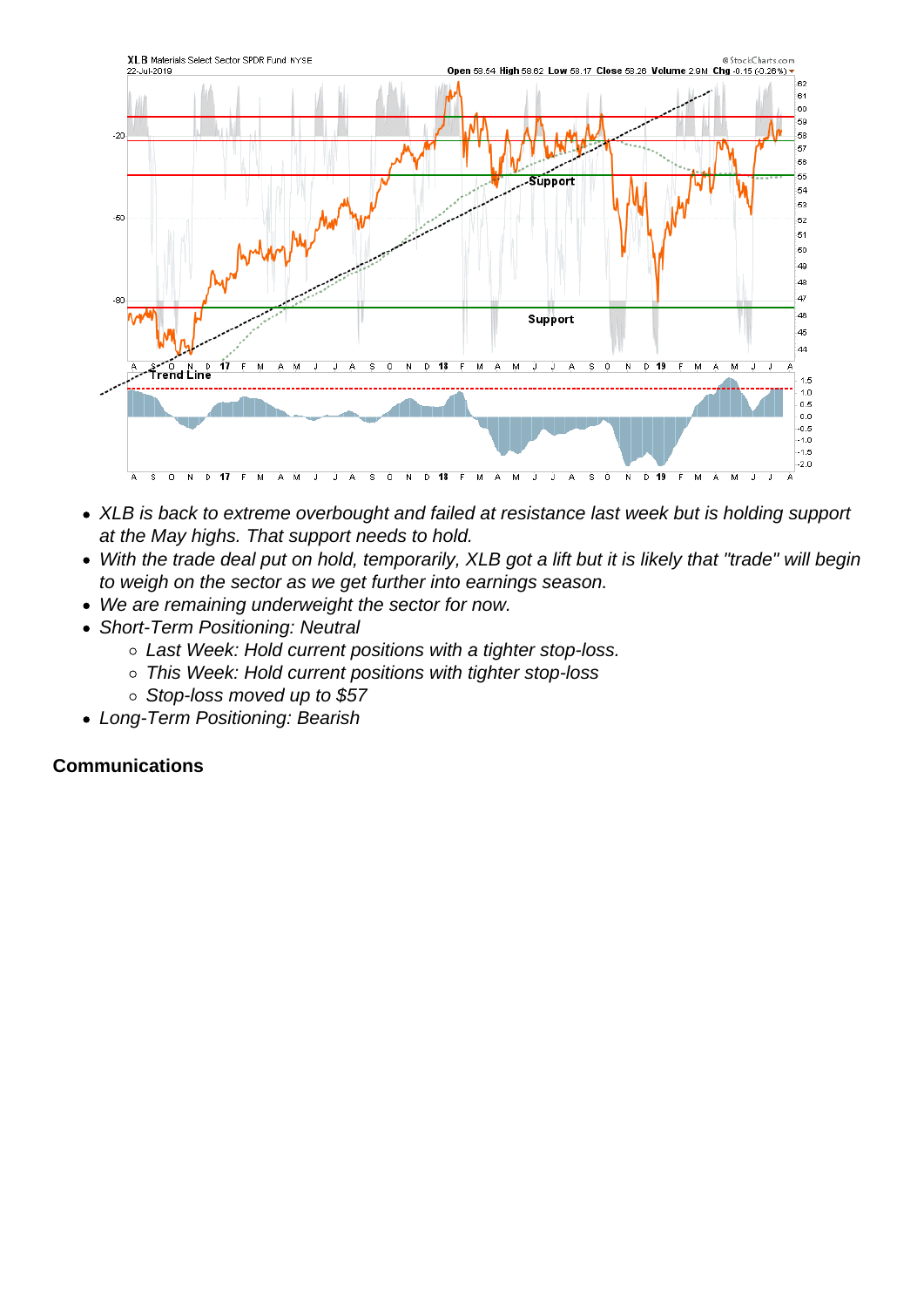- *XLB is back to extreme overbought and failed at resistance last week but is holding support at the May highs. That support needs to hold.*
- *With the trade deal put on hold, temporarily, XLB got a lift but it is likely that "trade" will begin to weigh on the sector as we get further into earnings season.*
- *We are remaining underweight the sector for now.*
- *Short-Term Positioning: Neutral*
  - *Last Week: Hold current positions with a tighter stop-loss.*
  - *This Week: Hold current positions with tighter stop-loss*
  - *Stop-loss moved up to $57*
- *Long-Term Positioning: Bearish*

**Communications**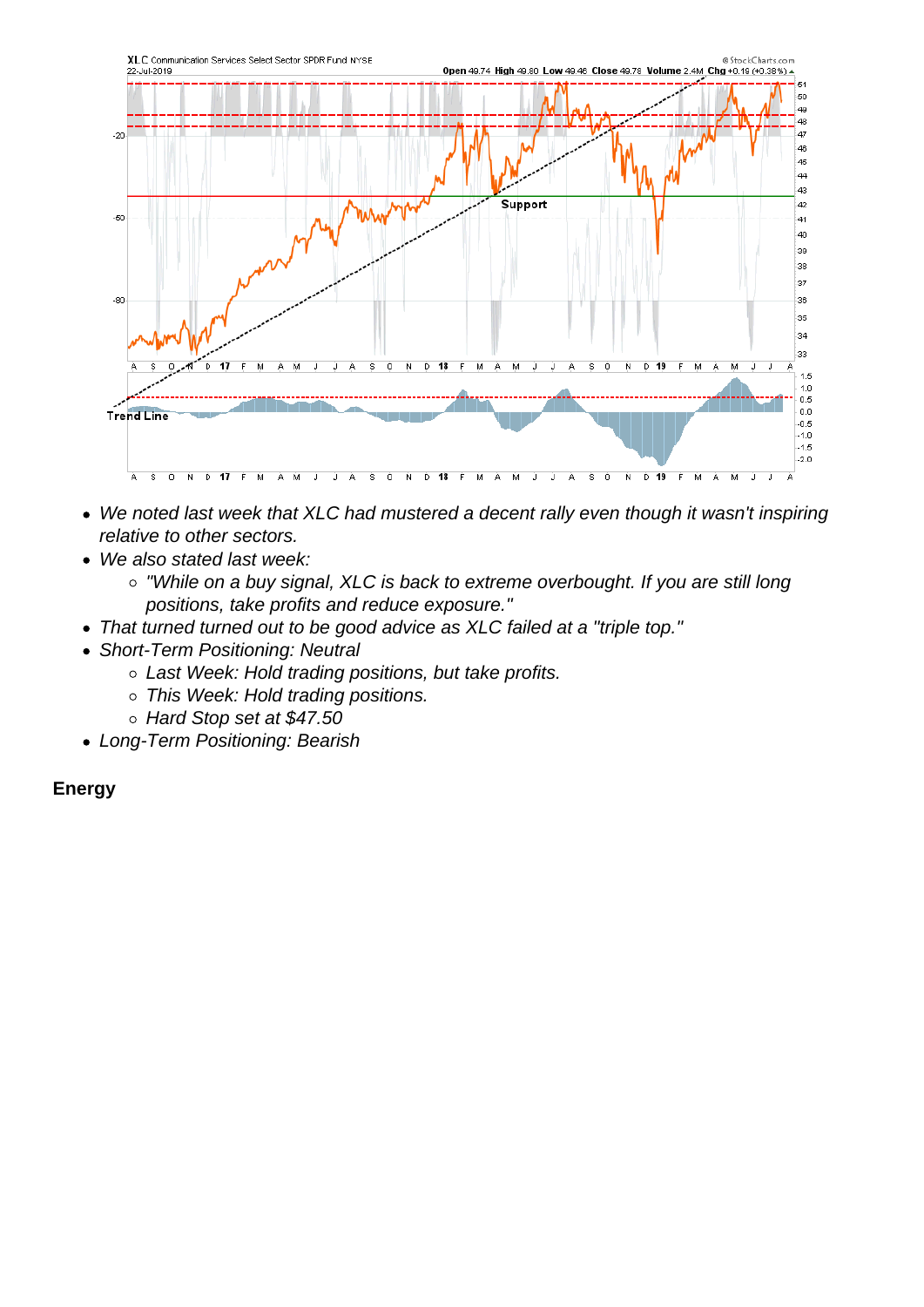- *We noted last week that XLC had mustered a decent rally even though it wasn't inspiring relative to other sectors.*
- *We also stated last week:*
  - *"While on a buy signal, XLC is back to extreme overbought. If you are still long positions, take profits and reduce exposure."*
- *That turned turned out to be good advice as XLC failed at a "triple top."*
- *Short-Term Positioning: Neutral*
  - *Last Week: Hold trading positions, but take profits.*
  - *This Week: Hold trading positions.*
  - *Hard Stop set at $47.50*
- *Long-Term Positioning: Bearish*

**Energy**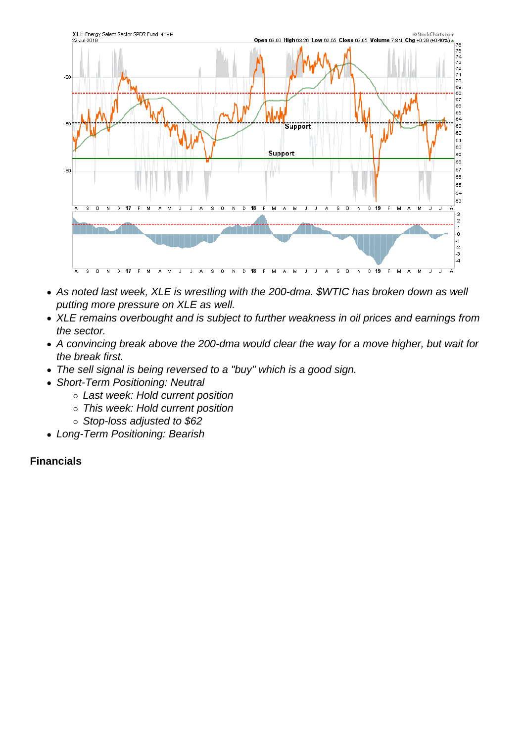- As noted last week, XLE is wrestling with the 200-dma. $WTIC has broken down as well putting more pressure on XLE as well.
- XLE remains overbought and is subject to further weakness in oil prices and earnings from the sector.
- A convincing break above the 200-dma would clear the way for a move higher, but wait for the break first.
- The sell signal is being reversed to a "buy" which is a good sign.
- Short-Term Positioning: Neutral
    - Last week: Hold current position
    - This week: Hold current position
    - Stop-loss adjusted to $62
- Long-Term Positioning: Bearish

**Financials**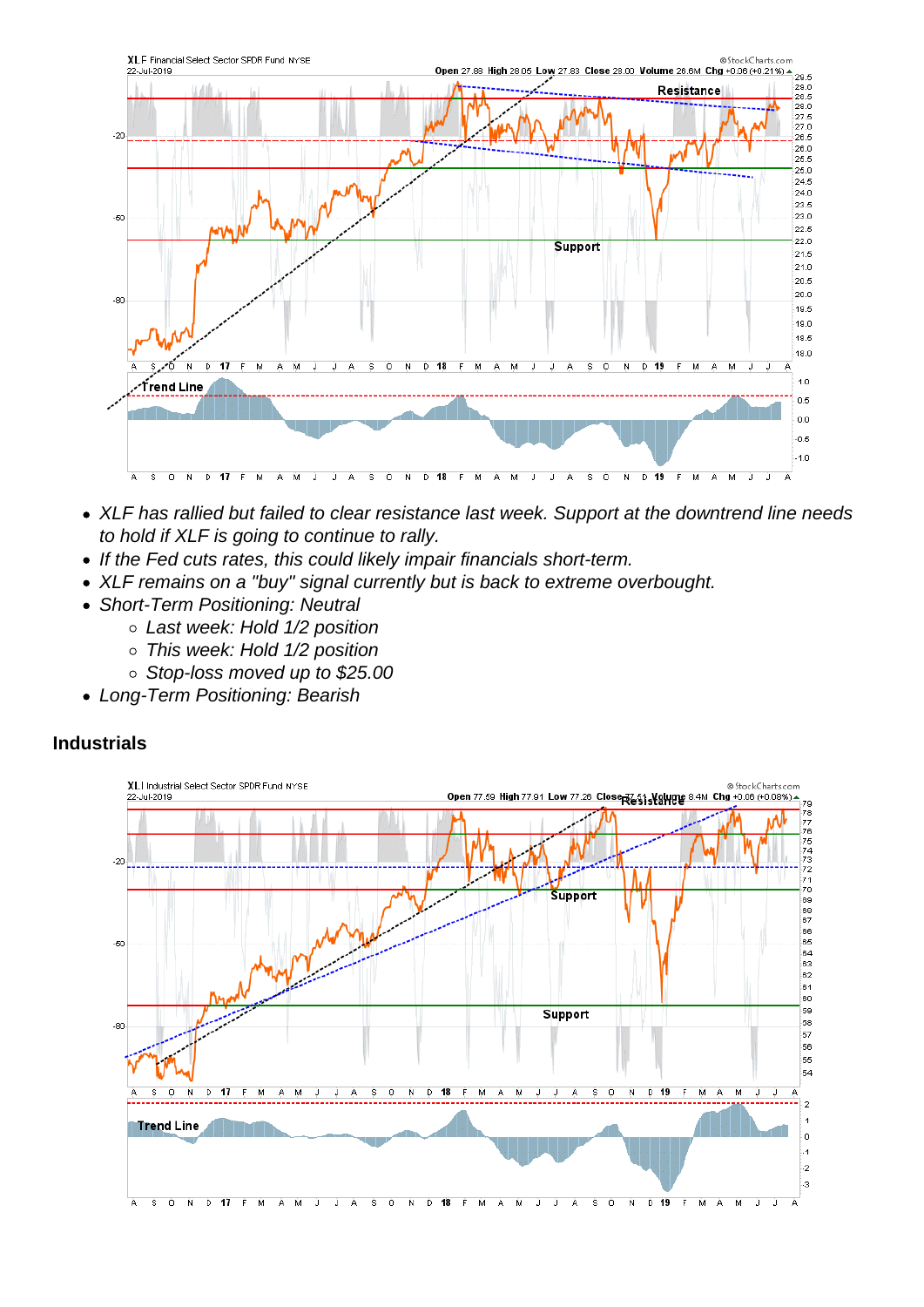- *XLF has rallied but failed to clear resistance last week. Support at the downtrend line needs to hold if XLF is going to continue to rally.*
- *If the Fed cuts rates, this could likely impair financials short-term.*
- *XLF remains on a "buy" signal currently but is back to extreme overbought.*
- *Short-Term Positioning: Neutral*
    - *Last week: Hold 1/2 position*
    - *This week: Hold 1/2 position*
    - *Stop-loss moved up to $25.00*
- *Long-Term Positioning: Bearish*

## Industrials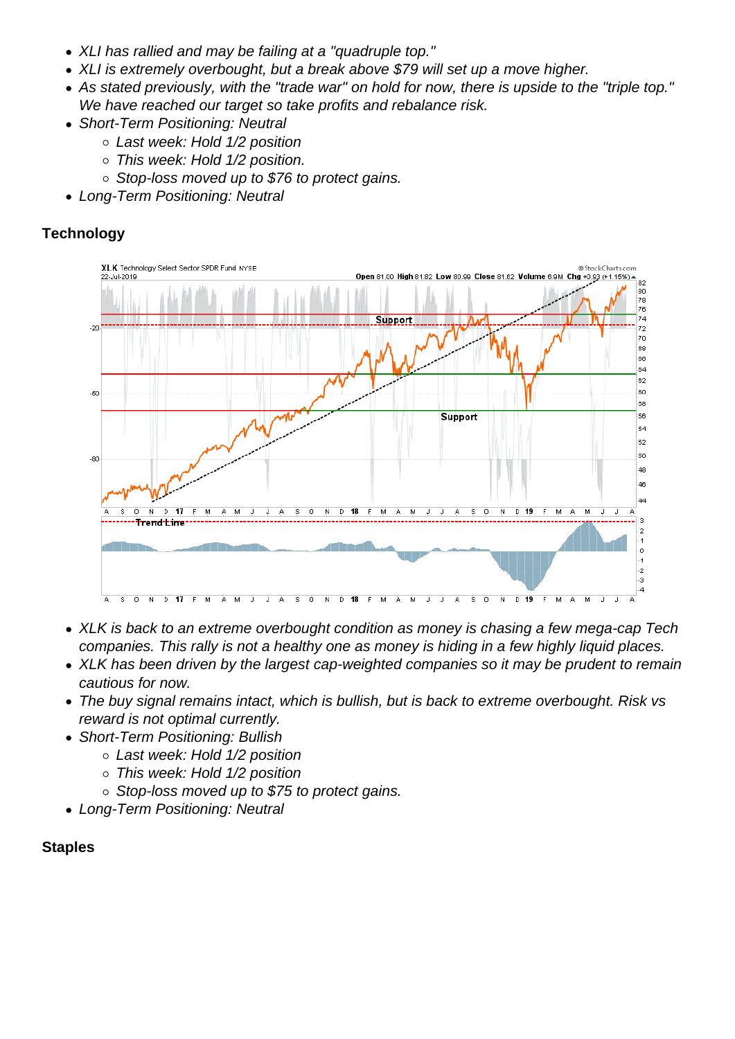- *XLI has rallied and may be failing at a "quadruple top."*
- *XLI is extremely overbought, but a break above $79 will set up a move higher.*
- *As stated previously, with the "trade war" on hold for now, there is upside to the "triple top." We have reached our target so take profits and rebalance risk.*
- *Short-Term Positioning: Neutral*
  - *Last week: Hold 1/2 position*
  - *This week: Hold 1/2 position.*
  - *Stop-loss moved up to $76 to protect gains.*
- *Long-Term Positioning: Neutral*

**Technology**

- *XLK is back to an extreme overbought condition as money is chasing a few mega-cap Tech companies. This rally is not a healthy one as money is hiding in a few highly liquid places.*
- *XLK has been driven by the largest cap-weighted companies so it may be prudent to remain cautious for now.*
- *The buy signal remains intact, which is bullish, but is back to extreme overbought. Risk vs reward is not optimal currently.*
- *Short-Term Positioning: Bullish*
  - *Last week: Hold 1/2 position*
  - *This week: Hold 1/2 position*
  - *Stop-loss moved up to $75 to protect gains.*
- *Long-Term Positioning: Neutral*

**Staples**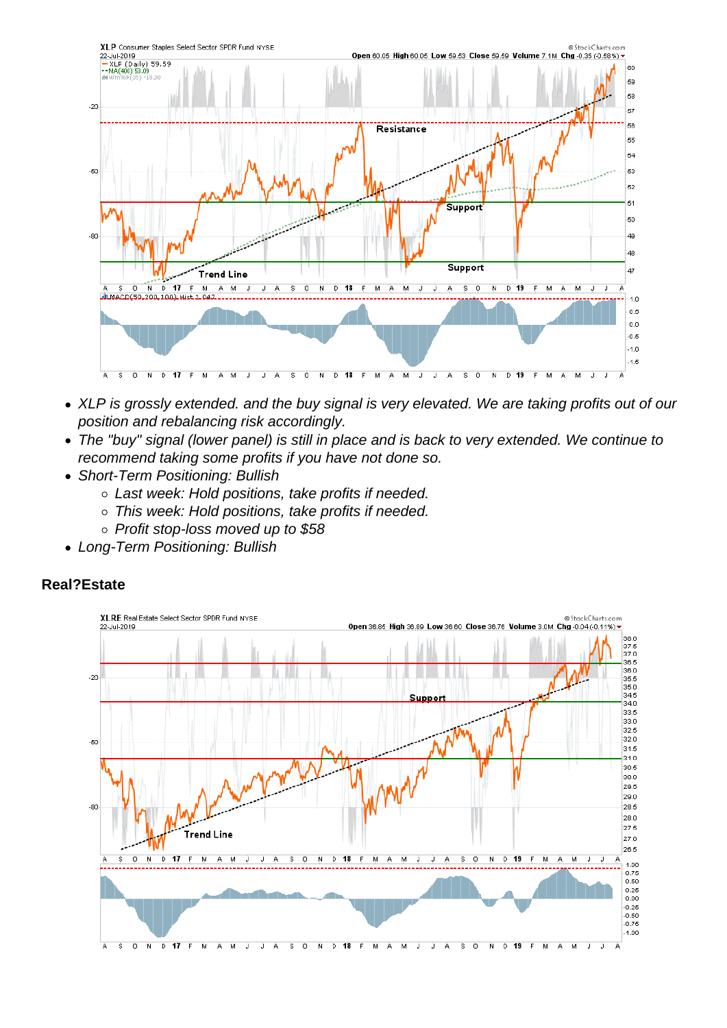- *XLP is grossly extended. and the buy signal is very elevated. We are taking profits out of our position and rebalancing risk accordingly.*
- *The "buy" signal (lower panel) is still in place and is back to very extended. We continue to recommend taking some profits if you have not done so.*
- *Short-Term Positioning: Bullish*
    - *Last week: Hold positions, take profits if needed.*
    - *This week: Hold positions, take profits if needed.*
    - *Profit stop-loss moved up to $58*
- *Long-Term Positioning: Bullish*

## Real?Estate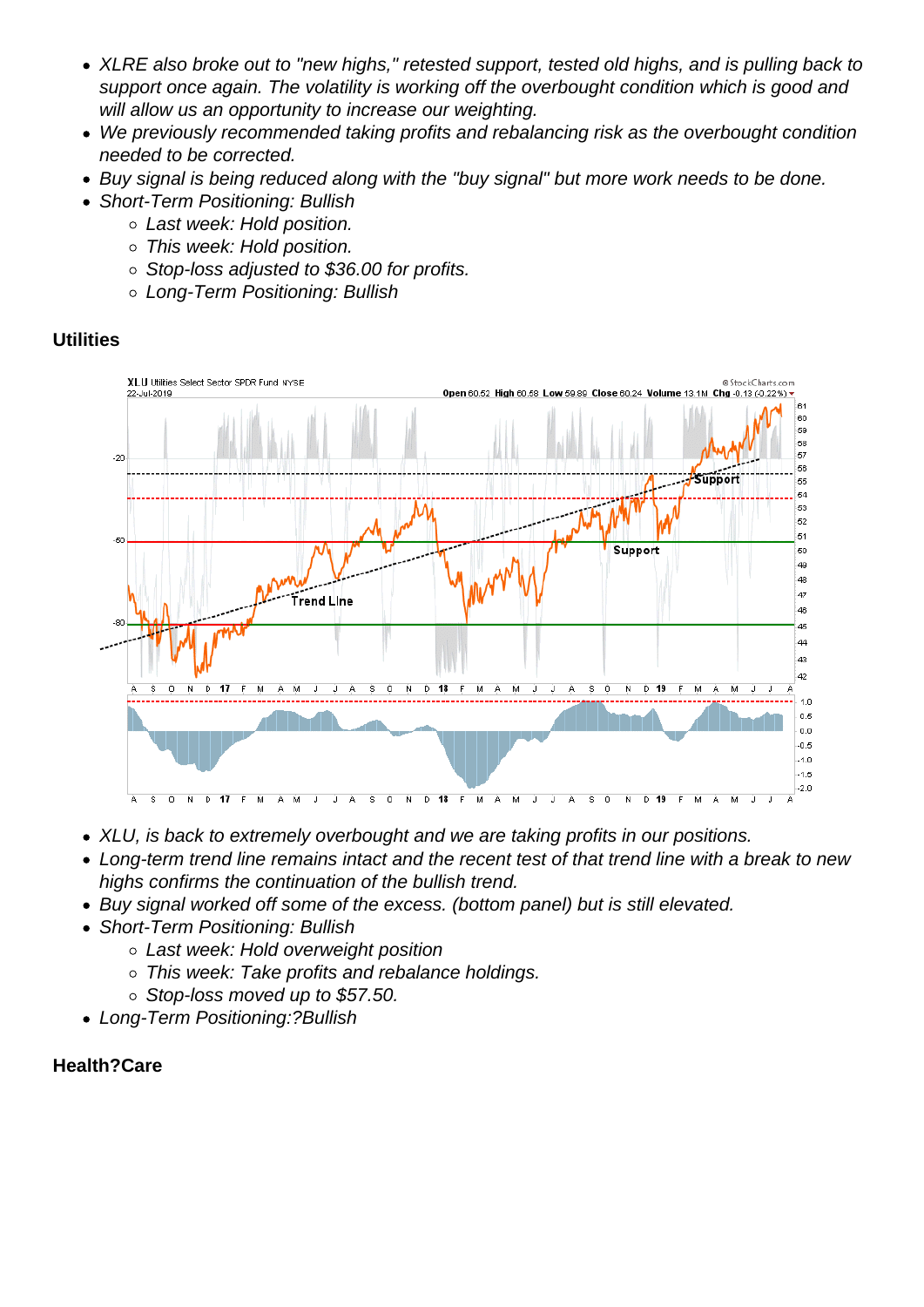- *XLRE also broke out to "new highs," retested support, tested old highs, and is pulling back to support once again. The volatility is working off the overbought condition which is good and will allow us an opportunity to increase our weighting.*
- *We previously recommended taking profits and rebalancing risk as the overbought condition needed to be corrected.*
- *Buy signal is being reduced along with the "buy signal" but more work needs to be done.*
- *Short-Term Positioning: Bullish*
  - *Last week: Hold position.*
  - *This week: Hold position.*
  - *Stop-loss adjusted to $36.00 for profits.*
  - *Long-Term Positioning: Bullish*

**Utilities**

- *XLU, is back to extremely overbought and we are taking profits in our positions.*
- *Long-term trend line remains intact and the recent test of that trend line with a break to new highs confirms the continuation of the bullish trend.*
- *Buy signal worked off some of the excess. (bottom panel) but is still elevated.*
- *Short-Term Positioning: Bullish*
  - *Last week: Hold overweight position*
  - *This week: Take profits and rebalance holdings.*
  - *Stop-loss moved up to $57.50.*
- *Long-Term Positioning:?Bullish*

**Health?Care**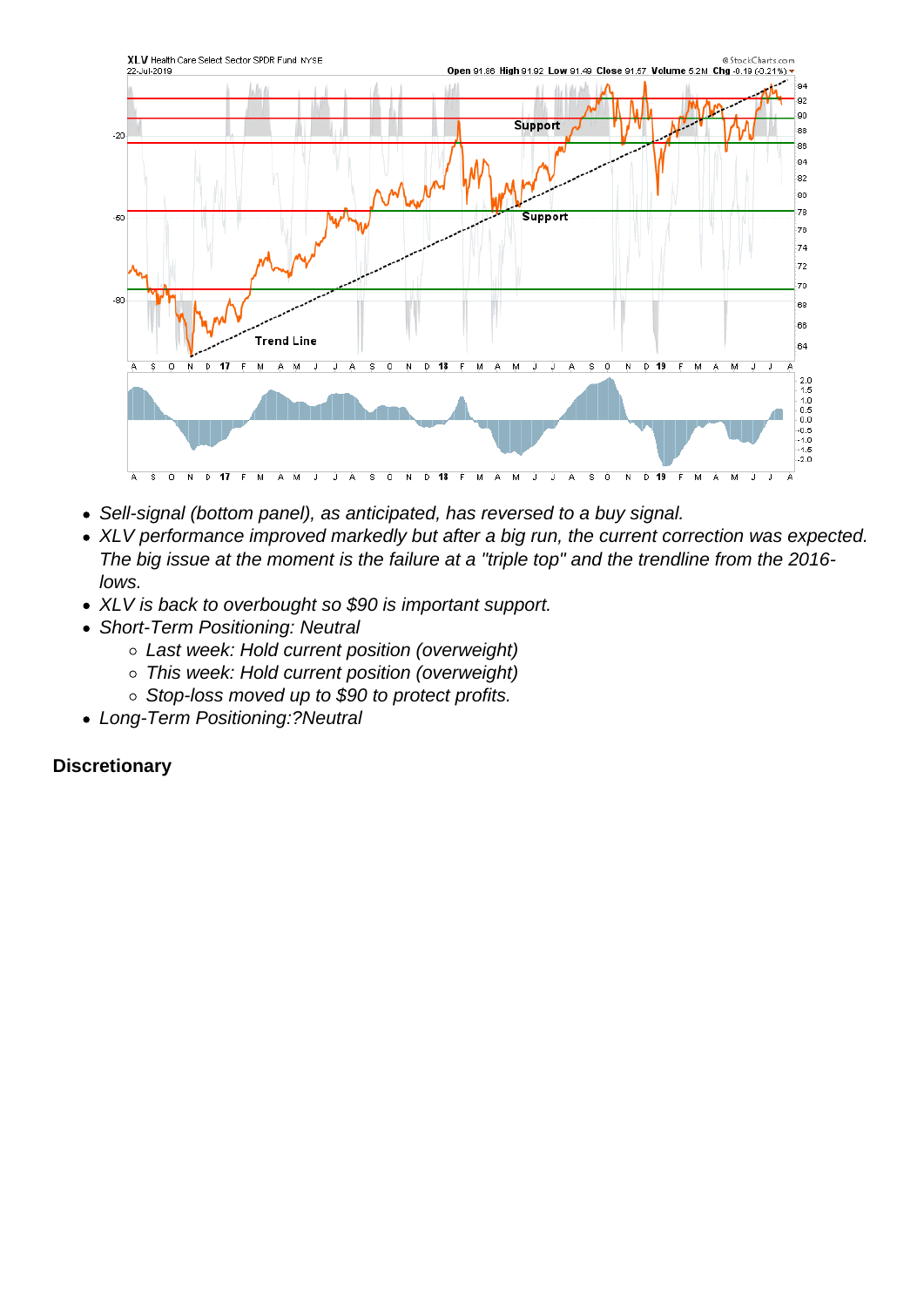- *Sell-signal (bottom panel), as anticipated, has reversed to a buy signal.*
- *XLV performance improved markedly but after a big run, the current correction was expected. The big issue at the moment is the failure at a "triple top" and the trendline from the 2016-lows.*
- *XLV is back to overbought so $90 is important support.*
- *Short-Term Positioning: Neutral*
  - *Last week: Hold current position (overweight)*
  - *This week: Hold current position (overweight)*
  - *Stop-loss moved up to $90 to protect profits.*
- *Long-Term Positioning:?Neutral*

**Discretionary**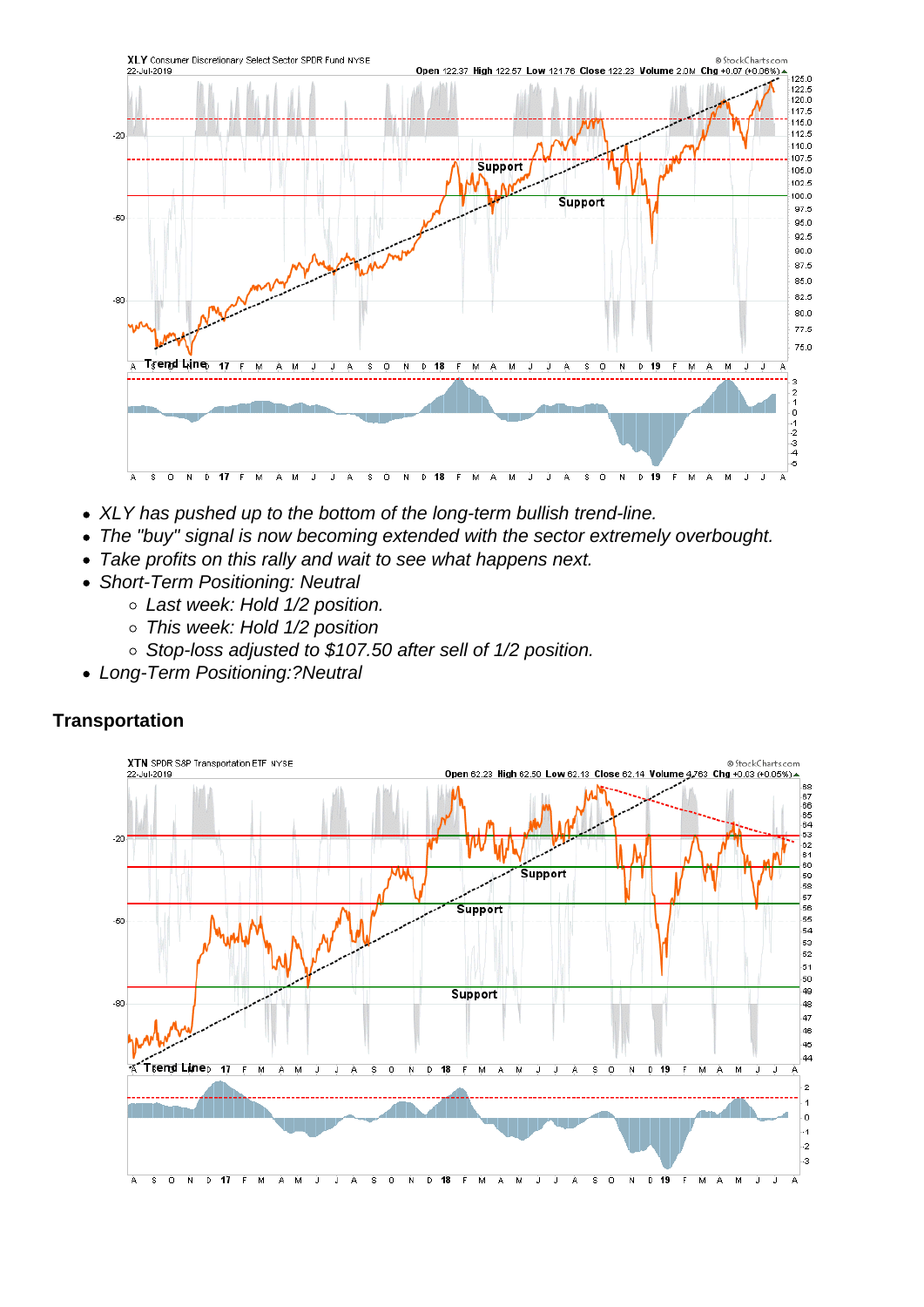- *XLY has pushed up to the bottom of the long-term bullish trend-line.*
- *The "buy" signal is now becoming extended with the sector extremely overbought.*
- *Take profits on this rally and wait to see what happens next.*
- *Short-Term Positioning: Neutral*
  - *Last week: Hold 1/2 position.*
  - *This week: Hold 1/2 position*
  - *Stop-loss adjusted to $107.50 after sell of 1/2 position.*
- *Long-Term Positioning:?Neutral*

## Transportation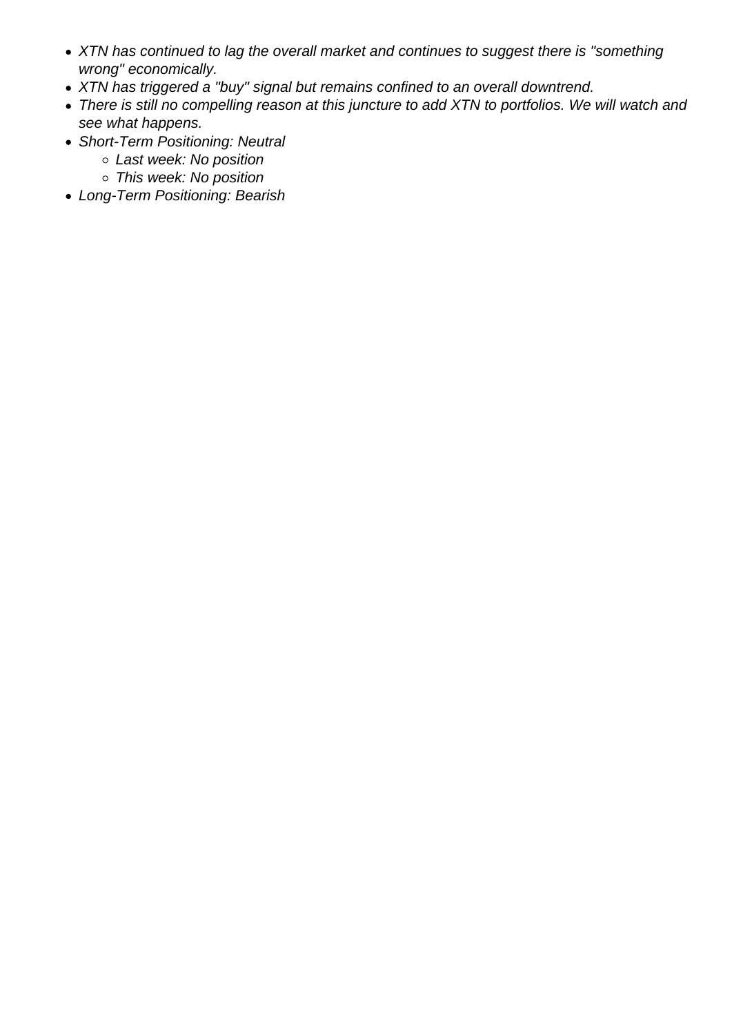- *XTN has continued to lag the overall market and continues to suggest there is "something wrong" economically.*
- *XTN has triggered a "buy" signal but remains confined to an overall downtrend.*
- *There is still no compelling reason at this juncture to add XTN to portfolios. We will watch and see what happens.*
- *Short-Term Positioning: Neutral*
  - *Last week: No position*
  - *This week: No position*
- *Long-Term Positioning: Bearish*